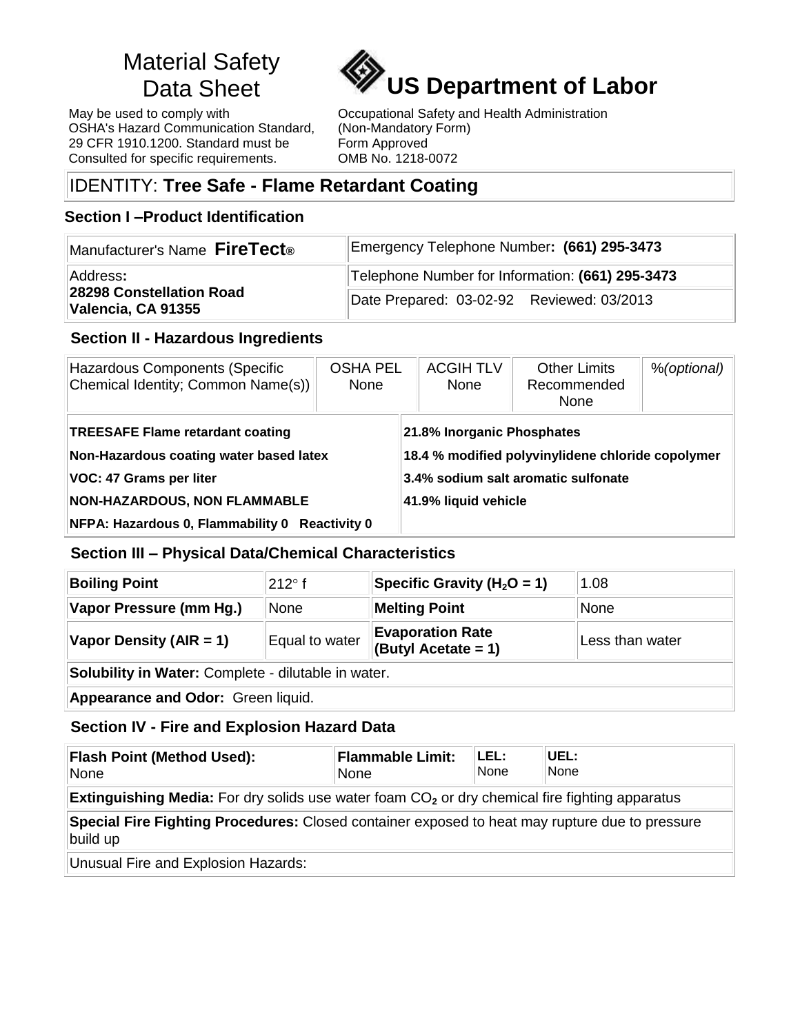# Material Safety Data Sheet

May be used to comply with OSHA's Hazard Communication Standard, 29 CFR 1910.1200. Standard must be Consulted for specific requirements.

# US Department of Labor

Occupational Safety and Health Administration
(Non-Mandatory Form)
Form Approved
OMB No. 1218-0072

## IDENTITY: **Tree Safe - Flame Retardant Coating**

### Section I –Product Identification

| | |
|---|---|
| Manufacturer's Name **FireTect®** | Emergency Telephone Number**: (661) 295-3473** |
| Address**:** **28298 Constellation Road Valencia, CA 91355** | Telephone Number for Information: **(661) 295-3473** |
| | Date Prepared: 03-02-92 Reviewed: 03/2013 |

### Section II - Hazardous Ingredients

| Hazardous Components (Specific Chemical Identity; Common Name(s)) | OSHA PEL None | ACGIH TLV None | Other Limits Recommended None | %*(optional)* |
|---|---|---|---|---|

| | |
|---|---|
| **TREESAFE Flame retardant coating** | **21.8% Inorganic Phosphates** |
| **Non-Hazardous coating water based latex** | **18.4 % modified polyvinylidene chloride copolymer** |
| **VOC: 47 Grams per liter** | **3.4% sodium salt aromatic sulfonate** |
| **NON-HAZARDOUS, NON FLAMMABLE** | **41.9% liquid vehicle** |
| **NFPA: Hazardous 0, Flammability 0 Reactivity 0** | |

### Section III – Physical Data/Chemical Characteristics

| | | | |
|---|---|---|---|
| **Boiling Point** | 212° f | **Specific Gravity ($H_2O$ = 1)** | 1.08 |
| **Vapor Pressure (mm Hg.)** | None | **Melting Point** | None |
| **Vapor Density (AIR = 1)** | Equal to water | **Evaporation Rate (Butyl Acetate = 1)** | Less than water |
| **Solubility in Water:** Complete - dilutable in water. | | | |
| **Appearance and Odor:** Green liquid. | | | |

### Section IV - Fire and Explosion Hazard Data

| | | | |
|---|---|---|---|
| **Flash Point (Method Used):** None | **Flammable Limit:** None | **LEL:** None | **UEL:** None |
| **Extinguishing Media:** For dry solids use water foam $CO_2$ or dry chemical fire fighting apparatus | | | |
| **Special Fire Fighting Procedures:** Closed container exposed to heat may rupture due to pressure build up | | | |
| Unusual Fire and Explosion Hazards: | | | |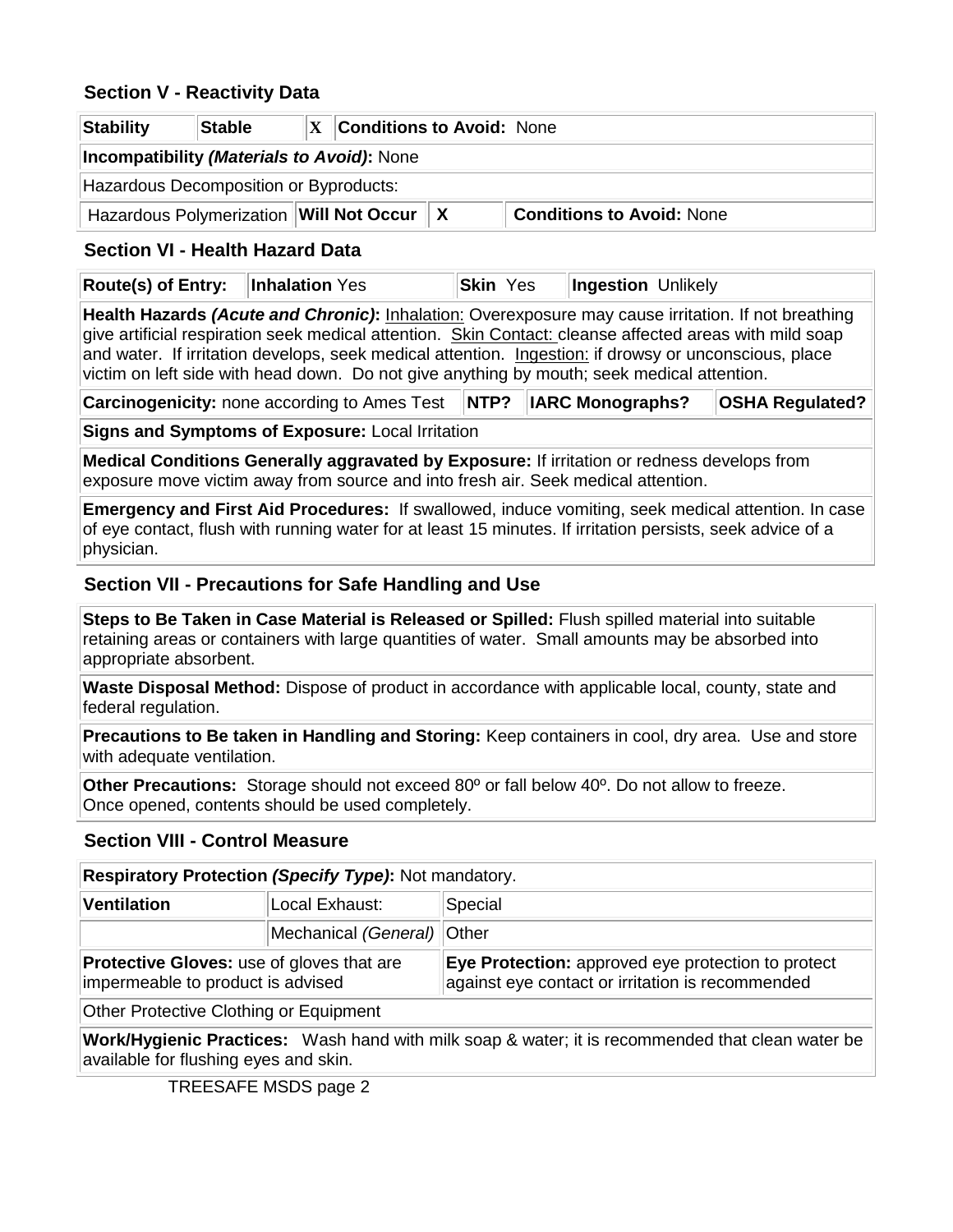## Section V - Reactivity Data

| | | | | |
|---|---|---|---|---|
| **Stability** | **Stable** | X | **Conditions to Avoid:** None | |
| **Incompatibility *(Materials to Avoid)*:** None | | | | |
| Hazardous Decomposition or Byproducts: | | | | |
| Hazardous Polymerization | **Will Not Occur** | **X** | **Conditions to Avoid:** None | |

## Section VI - Health Hazard Data

| | | | |
|---|---|---|---|
| **Route(s) of Entry:** | **Inhalation** Yes | **Skin** Yes | **Ingestion** Unlikely |

**Health Hazards *(Acute and Chronic)*:** Inhalation: Overexposure may cause irritation. If not breathing give artificial respiration seek medical attention. Skin Contact: cleanse affected areas with mild soap and water. If irritation develops, seek medical attention. Ingestion: if drowsy or unconscious, place victim on left side with head down. Do not give anything by mouth; seek medical attention.

| | | | |
|---|---|---|---|
| **Carcinogenicity:** none according to Ames Test | **NTP?** | **IARC Monographs?** | **OSHA Regulated?** |

**Signs and Symptoms of Exposure:** Local Irritation

**Medical Conditions Generally aggravated by Exposure:** If irritation or redness develops from exposure move victim away from source and into fresh air. Seek medical attention.

**Emergency and First Aid Procedures:** If swallowed, induce vomiting, seek medical attention. In case of eye contact, flush with running water for at least 15 minutes. If irritation persists, seek advice of a physician.

## Section VII - Precautions for Safe Handling and Use

**Steps to Be Taken in Case Material is Released or Spilled:** Flush spilled material into suitable retaining areas or containers with large quantities of water. Small amounts may be absorbed into appropriate absorbent.

**Waste Disposal Method:** Dispose of product in accordance with applicable local, county, state and federal regulation.

**Precautions to Be taken in Handling and Storing:** Keep containers in cool, dry area. Use and store with adequate ventilation.

**Other Precautions:** Storage should not exceed 80º or fall below 40º. Do not allow to freeze. Once opened, contents should be used completely.

## Section VIII - Control Measure

**Respiratory Protection *(Specify Type)*:** Not mandatory.

| | | |
|---|---|---|
| **Ventilation** | Local Exhaust: | Special |
| | Mechanical *(General)* | Other |

| | |
|---|---|
| **Protective Gloves:** use of gloves that are impermeable to product is advised | **Eye Protection:** approved eye protection to protect against eye contact or irritation is recommended |

Other Protective Clothing or Equipment

**Work/Hygienic Practices:** Wash hand with milk soap & water; it is recommended that clean water be available for flushing eyes and skin.

TREESAFE MSDS page 2